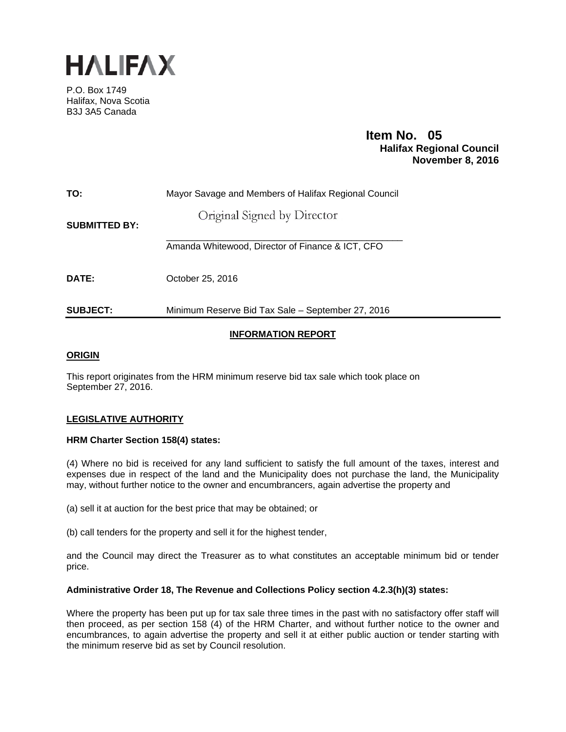# HALIFAX

P.O. Box 1749
Halifax, Nova Scotia
B3J 3A5 Canada

**Item No. 05**
**Halifax Regional Council**
**November 8, 2016**

**TO:** Mayor Savage and Members of Halifax Regional Council

**SUBMITTED BY:** Original Signed by Director

Amanda Whitewood, Director of Finance & ICT, CFO

**DATE:** October 25, 2016

**SUBJECT:** Minimum Reserve Bid Tax Sale – September 27, 2016

## INFORMATION REPORT

### ORIGIN

This report originates from the HRM minimum reserve bid tax sale which took place on September 27, 2016.

### LEGISLATIVE AUTHORITY

**HRM Charter Section 158(4) states:**

(4) Where no bid is received for any land sufficient to satisfy the full amount of the taxes, interest and expenses due in respect of the land and the Municipality does not purchase the land, the Municipality may, without further notice to the owner and encumbrancers, again advertise the property and

(a) sell it at auction for the best price that may be obtained; or

(b) call tenders for the property and sell it for the highest tender,

and the Council may direct the Treasurer as to what constitutes an acceptable minimum bid or tender price.

**Administrative Order 18, The Revenue and Collections Policy section 4.2.3(h)(3) states:**

Where the property has been put up for tax sale three times in the past with no satisfactory offer staff will then proceed, as per section 158 (4) of the HRM Charter, and without further notice to the owner and encumbrances, to again advertise the property and sell it at either public auction or tender starting with the minimum reserve bid as set by Council resolution.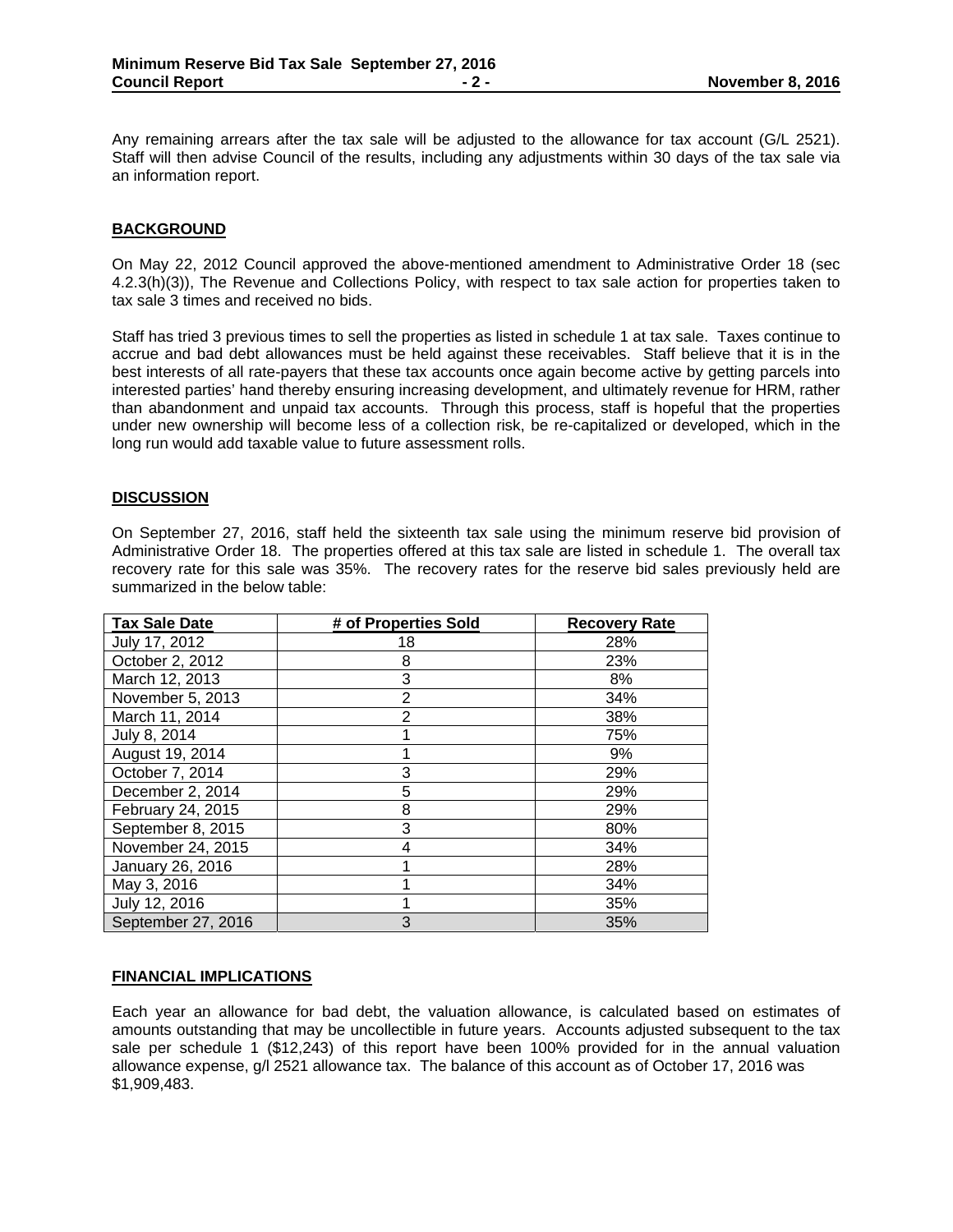Any remaining arrears after the tax sale will be adjusted to the allowance for tax account (G/L 2521). Staff will then advise Council of the results, including any adjustments within 30 days of the tax sale via an information report.

## BACKGROUND

On May 22, 2012 Council approved the above-mentioned amendment to Administrative Order 18 (sec 4.2.3(h)(3)), The Revenue and Collections Policy, with respect to tax sale action for properties taken to tax sale 3 times and received no bids.

Staff has tried 3 previous times to sell the properties as listed in schedule 1 at tax sale. Taxes continue to accrue and bad debt allowances must be held against these receivables. Staff believe that it is in the best interests of all rate-payers that these tax accounts once again become active by getting parcels into interested parties' hand thereby ensuring increasing development, and ultimately revenue for HRM, rather than abandonment and unpaid tax accounts. Through this process, staff is hopeful that the properties under new ownership will become less of a collection risk, be re-capitalized or developed, which in the long run would add taxable value to future assessment rolls.

## DISCUSSION

On September 27, 2016, staff held the sixteenth tax sale using the minimum reserve bid provision of Administrative Order 18. The properties offered at this tax sale are listed in schedule 1. The overall tax recovery rate for this sale was 35%. The recovery rates for the reserve bid sales previously held are summarized in the below table:

| Tax Sale Date | # of Properties Sold | Recovery Rate |
|---|---|---|
| July 17, 2012 | 18 | 28% |
| October 2, 2012 | 8 | 23% |
| March 12, 2013 | 3 | 8% |
| November 5, 2013 | 2 | 34% |
| March 11, 2014 | 2 | 38% |
| July 8, 2014 | 1 | 75% |
| August 19, 2014 | 1 | 9% |
| October 7, 2014 | 3 | 29% |
| December 2, 2014 | 5 | 29% |
| February 24, 2015 | 8 | 29% |
| September 8, 2015 | 3 | 80% |
| November 24, 2015 | 4 | 34% |
| January 26, 2016 | 1 | 28% |
| May 3, 2016 | 1 | 34% |
| July 12, 2016 | 1 | 35% |
| September 27, 2016 | 3 | 35% |

## FINANCIAL IMPLICATIONS

Each year an allowance for bad debt, the valuation allowance, is calculated based on estimates of amounts outstanding that may be uncollectible in future years. Accounts adjusted subsequent to the tax sale per schedule 1 ($12,243) of this report have been 100% provided for in the annual valuation allowance expense, g/l 2521 allowance tax. The balance of this account as of October 17, 2016 was $1,909,483.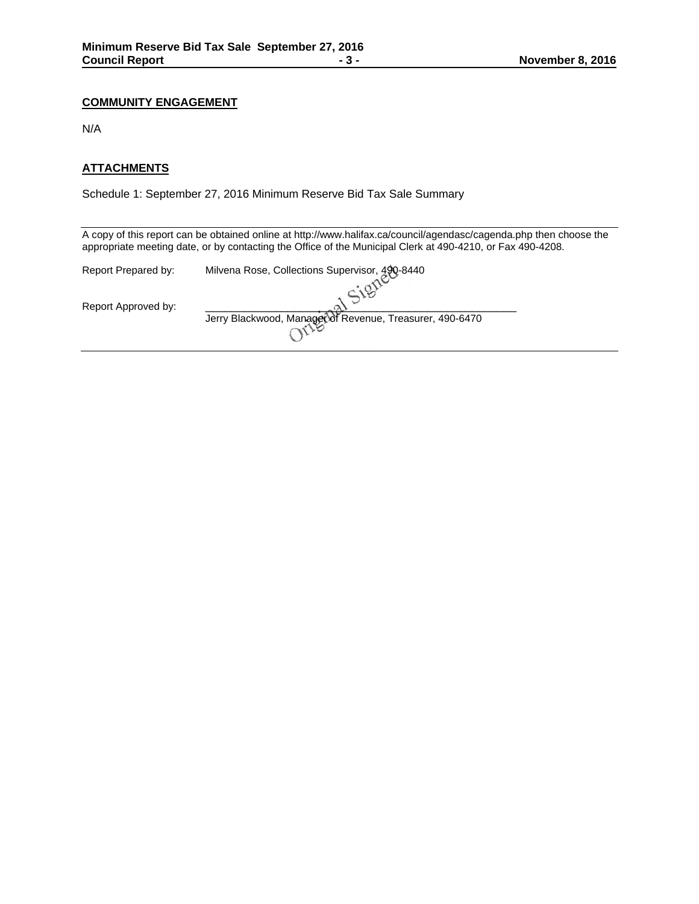## COMMUNITY ENGAGEMENT

N/A

## ATTACHMENTS

Schedule 1: September 27, 2016 Minimum Reserve Bid Tax Sale Summary

---

A copy of this report can be obtained online at http://www.halifax.ca/council/agendasc/cagenda.php then choose the appropriate meeting date, or by contacting the Office of the Municipal Clerk at 490-4210, or Fax 490-4208.

Report Prepared by: Milvena Rose, Collections Supervisor, 490-8440

Report Approved by: Original Signed
Jerry Blackwood, Manager of Revenue, Treasurer, 490-6470

---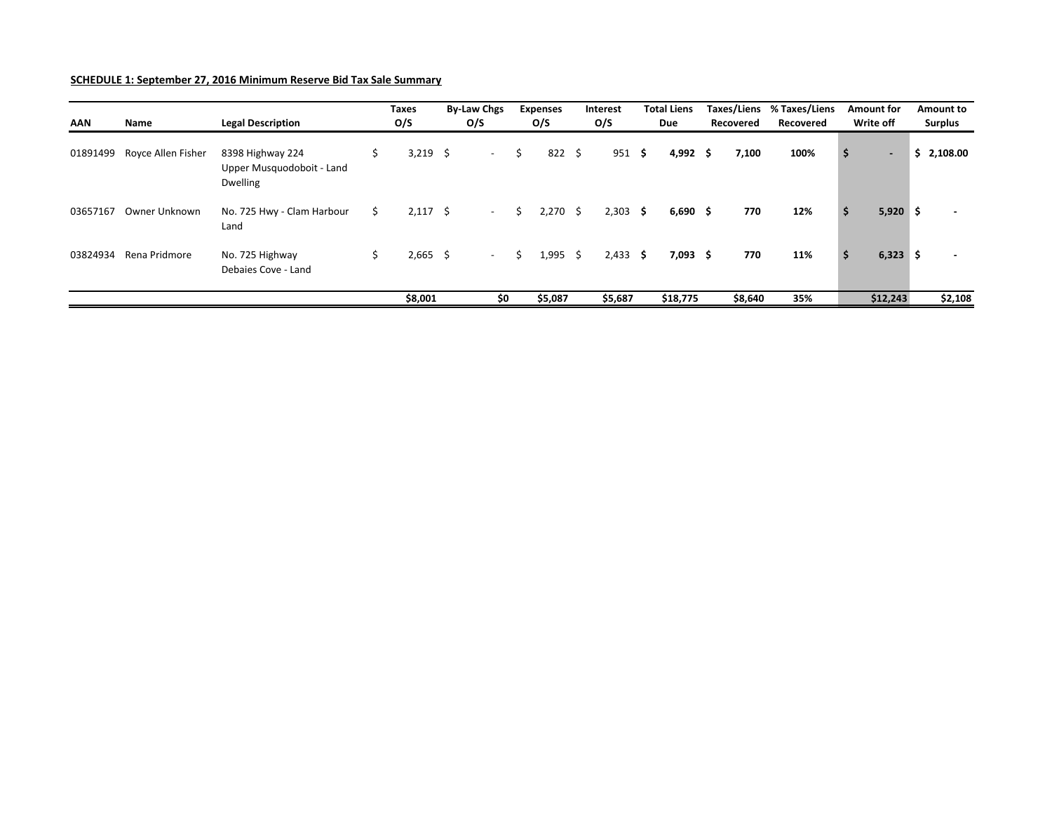**SCHEDULE 1: September 27, 2016 Minimum Reserve Bid Tax Sale Summary**

| AAN | Name | Legal Description | Taxes O/S | By-Law Chgs O/S | Expenses O/S | Interest O/S | Total Liens Due | Taxes/Liens Recovered | % Taxes/Liens Recovered | Amount for Write off | Amount to Surplus |
|---|---|---|---|---|---|---|---|---|---|---|---|
| 01891499 | Royce Allen Fisher | 8398 Highway 224 Upper Musquodoboit - Land Dwelling | $ 3,219 | $ - | $ 822 | $ 951 | **$ 4,992** | **$ 7,100** | **100%** | **$ -** | **$ 2,108.00** |
| 03657167 | Owner Unknown | No. 725 Hwy - Clam Harbour Land | $ 2,117 | $ - | $ 2,270 | $ 2,303 | **$ 6,690** | **$ 770** | **12%** | **$ 5,920** | **$ -** |
| 03824934 | Rena Pridmore | No. 725 Highway Debaies Cove - Land | $ 2,665 | $ - | $ 1,995 | $ 2,433 | **$ 7,093** | **$ 770** | **11%** | **$ 6,323** | **$ -** |
| | | | **$8,001** | **$0** | **$5,087** | **$5,687** | **$18,775** | **$8,640** | **35%** | **$12,243** | **$2,108** |